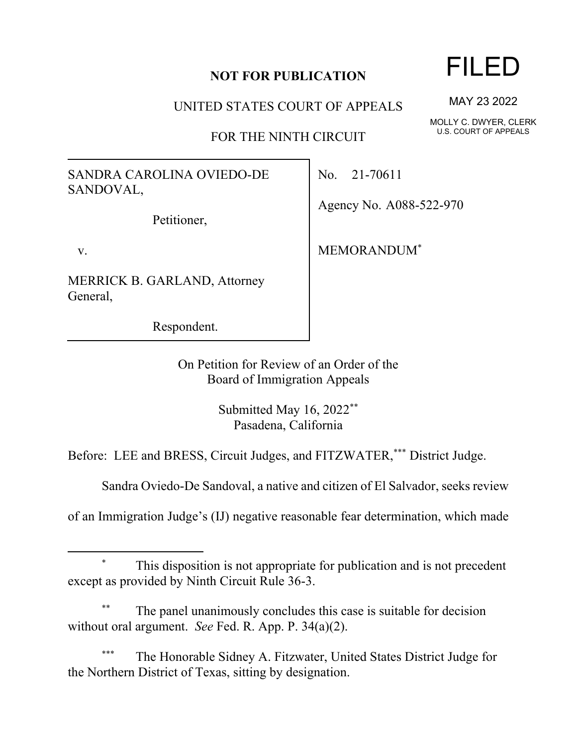**NOT FOR PUBLICATION**

FILED

MAY 23 2022

MOLLY C. DWYER, CLERK
U.S. COURT OF APPEALS

UNITED STATES COURT OF APPEALS

FOR THE NINTH CIRCUIT

| | |
|---|---|
| SANDRA CAROLINA OVIEDO-DE SANDOVAL,<br><br>Petitioner,<br><br>v.<br><br>MERRICK B. GARLAND, Attorney General,<br><br>Respondent. | No. 21-70611<br><br>Agency No. A088-522-970<br><br>MEMORANDUM* |

On Petition for Review of an Order of the Board of Immigration Appeals

Submitted May 16, 2022**
Pasadena, California

Before: LEE and BRESS, Circuit Judges, and FITZWATER,*** District Judge.

Sandra Oviedo-De Sandoval, a native and citizen of El Salvador, seeks review of an Immigration Judge's (IJ) negative reasonable fear determination, which made

---

* This disposition is not appropriate for publication and is not precedent except as provided by Ninth Circuit Rule 36-3.

** The panel unanimously concludes this case is suitable for decision without oral argument. *See* Fed. R. App. P. 34(a)(2).

*** The Honorable Sidney A. Fitzwater, United States District Judge for the Northern District of Texas, sitting by designation.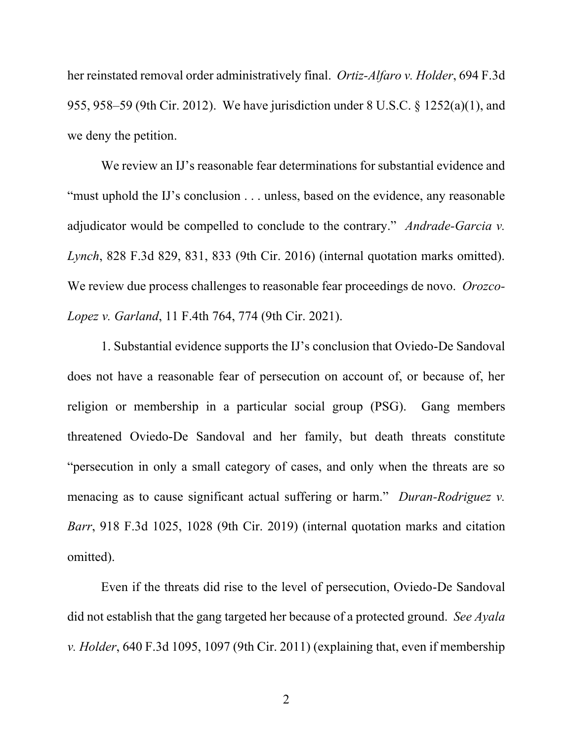her reinstated removal order administratively final. *Ortiz-Alfaro v. Holder*, 694 F.3d 955, 958–59 (9th Cir. 2012). We have jurisdiction under 8 U.S.C. § 1252(a)(1), and we deny the petition.

We review an IJ's reasonable fear determinations for substantial evidence and "must uphold the IJ's conclusion . . . unless, based on the evidence, any reasonable adjudicator would be compelled to conclude to the contrary." *Andrade-Garcia v. Lynch*, 828 F.3d 829, 831, 833 (9th Cir. 2016) (internal quotation marks omitted). We review due process challenges to reasonable fear proceedings de novo. *Orozco-Lopez v. Garland*, 11 F.4th 764, 774 (9th Cir. 2021).

1. Substantial evidence supports the IJ's conclusion that Oviedo-De Sandoval does not have a reasonable fear of persecution on account of, or because of, her religion or membership in a particular social group (PSG). Gang members threatened Oviedo-De Sandoval and her family, but death threats constitute "persecution in only a small category of cases, and only when the threats are so menacing as to cause significant actual suffering or harm." *Duran-Rodriguez v. Barr*, 918 F.3d 1025, 1028 (9th Cir. 2019) (internal quotation marks and citation omitted).

Even if the threats did rise to the level of persecution, Oviedo-De Sandoval did not establish that the gang targeted her because of a protected ground. *See Ayala v. Holder*, 640 F.3d 1095, 1097 (9th Cir. 2011) (explaining that, even if membership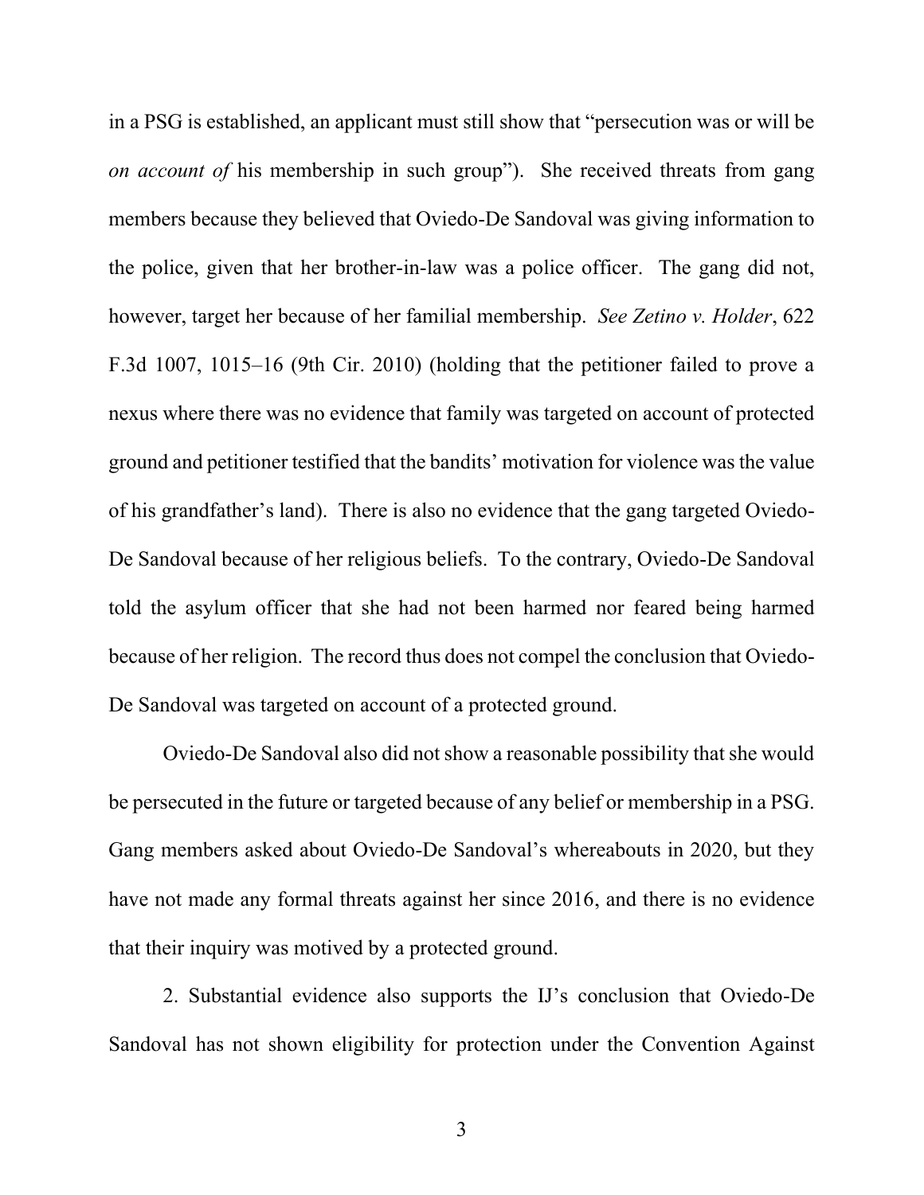in a PSG is established, an applicant must still show that "persecution was or will be *on account of* his membership in such group"). She received threats from gang members because they believed that Oviedo-De Sandoval was giving information to the police, given that her brother-in-law was a police officer. The gang did not, however, target her because of her familial membership. *See Zetino v. Holder*, 622 F.3d 1007, 1015–16 (9th Cir. 2010) (holding that the petitioner failed to prove a nexus where there was no evidence that family was targeted on account of protected ground and petitioner testified that the bandits' motivation for violence was the value of his grandfather's land). There is also no evidence that the gang targeted Oviedo-De Sandoval because of her religious beliefs. To the contrary, Oviedo-De Sandoval told the asylum officer that she had not been harmed nor feared being harmed because of her religion. The record thus does not compel the conclusion that Oviedo-De Sandoval was targeted on account of a protected ground.

Oviedo-De Sandoval also did not show a reasonable possibility that she would be persecuted in the future or targeted because of any belief or membership in a PSG. Gang members asked about Oviedo-De Sandoval's whereabouts in 2020, but they have not made any formal threats against her since 2016, and there is no evidence that their inquiry was motived by a protected ground.

2. Substantial evidence also supports the IJ's conclusion that Oviedo-De Sandoval has not shown eligibility for protection under the Convention Against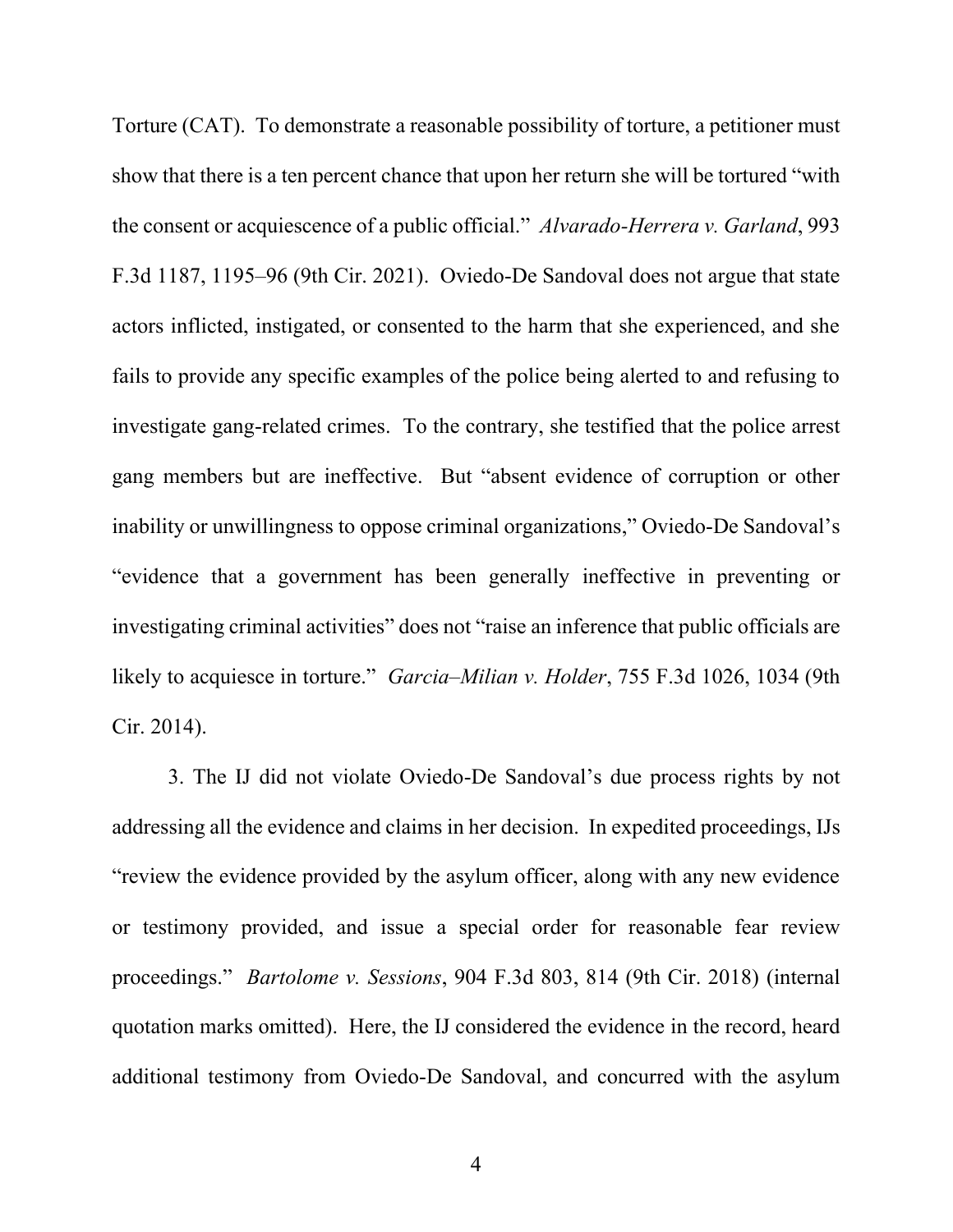Torture (CAT). To demonstrate a reasonable possibility of torture, a petitioner must show that there is a ten percent chance that upon her return she will be tortured "with the consent or acquiescence of a public official." *Alvarado-Herrera v. Garland*, 993 F.3d 1187, 1195–96 (9th Cir. 2021). Oviedo-De Sandoval does not argue that state actors inflicted, instigated, or consented to the harm that she experienced, and she fails to provide any specific examples of the police being alerted to and refusing to investigate gang-related crimes. To the contrary, she testified that the police arrest gang members but are ineffective. But "absent evidence of corruption or other inability or unwillingness to oppose criminal organizations," Oviedo-De Sandoval's "evidence that a government has been generally ineffective in preventing or investigating criminal activities" does not "raise an inference that public officials are likely to acquiesce in torture." *Garcia–Milian v. Holder*, 755 F.3d 1026, 1034 (9th Cir. 2014).

3. The IJ did not violate Oviedo-De Sandoval's due process rights by not addressing all the evidence and claims in her decision. In expedited proceedings, IJs "review the evidence provided by the asylum officer, along with any new evidence or testimony provided, and issue a special order for reasonable fear review proceedings." *Bartolome v. Sessions*, 904 F.3d 803, 814 (9th Cir. 2018) (internal quotation marks omitted). Here, the IJ considered the evidence in the record, heard additional testimony from Oviedo-De Sandoval, and concurred with the asylum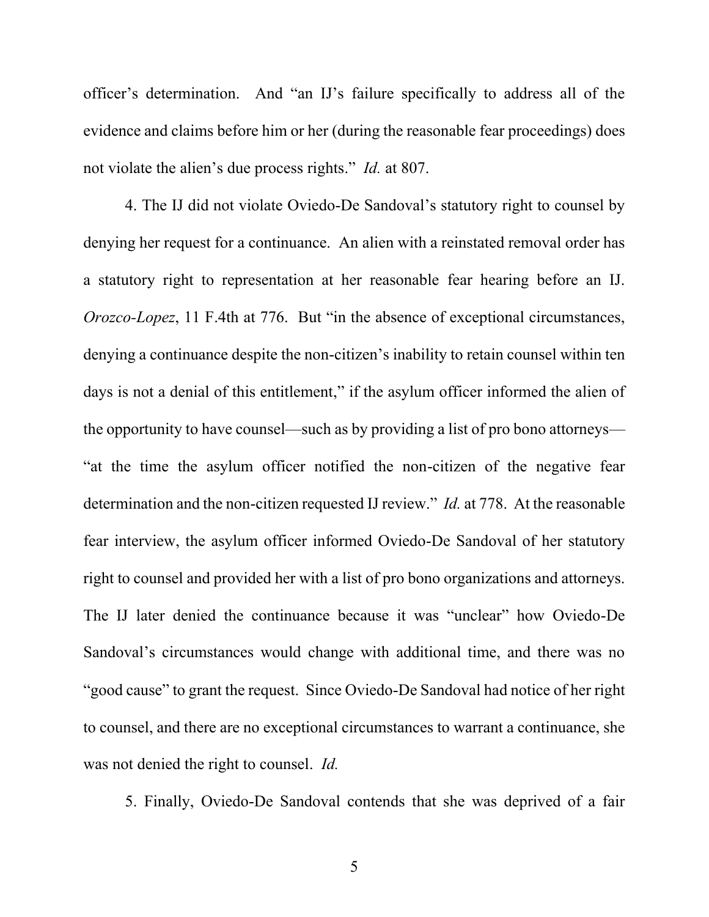officer's determination. And "an IJ's failure specifically to address all of the evidence and claims before him or her (during the reasonable fear proceedings) does not violate the alien's due process rights." *Id.* at 807.

4. The IJ did not violate Oviedo-De Sandoval's statutory right to counsel by denying her request for a continuance. An alien with a reinstated removal order has a statutory right to representation at her reasonable fear hearing before an IJ. *Orozco-Lopez*, 11 F.4th at 776. But "in the absence of exceptional circumstances, denying a continuance despite the non-citizen's inability to retain counsel within ten days is not a denial of this entitlement," if the asylum officer informed the alien of the opportunity to have counsel—such as by providing a list of pro bono attorneys—"at the time the asylum officer notified the non-citizen of the negative fear determination and the non-citizen requested IJ review." *Id.* at 778. At the reasonable fear interview, the asylum officer informed Oviedo-De Sandoval of her statutory right to counsel and provided her with a list of pro bono organizations and attorneys. The IJ later denied the continuance because it was "unclear" how Oviedo-De Sandoval's circumstances would change with additional time, and there was no "good cause" to grant the request. Since Oviedo-De Sandoval had notice of her right to counsel, and there are no exceptional circumstances to warrant a continuance, she was not denied the right to counsel. *Id.*

5. Finally, Oviedo-De Sandoval contends that she was deprived of a fair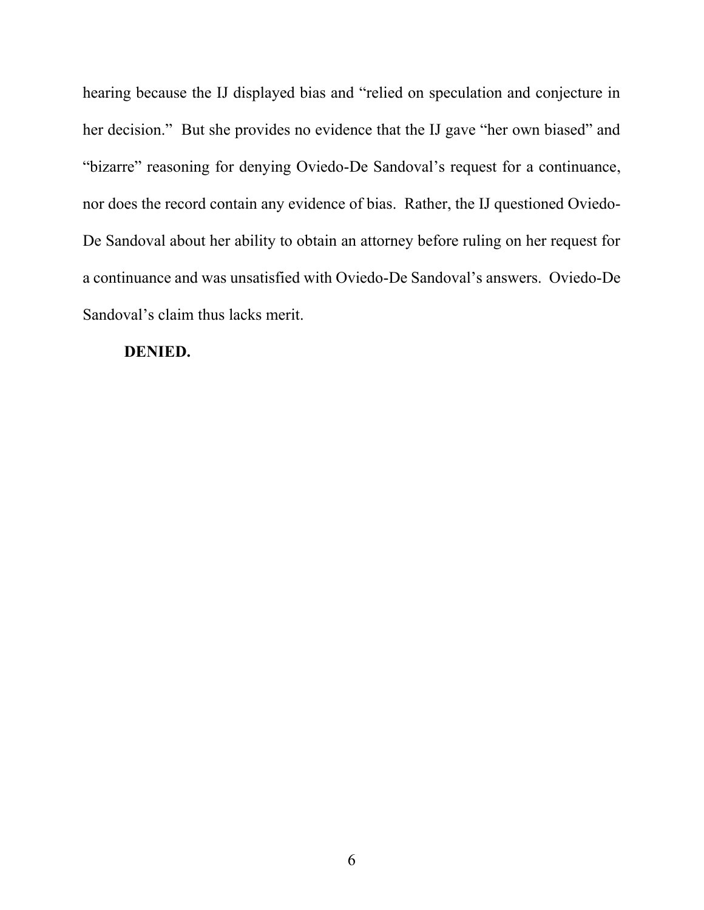hearing because the IJ displayed bias and "relied on speculation and conjecture in her decision." But she provides no evidence that the IJ gave "her own biased" and "bizarre" reasoning for denying Oviedo-De Sandoval's request for a continuance, nor does the record contain any evidence of bias. Rather, the IJ questioned Oviedo-De Sandoval about her ability to obtain an attorney before ruling on her request for a continuance and was unsatisfied with Oviedo-De Sandoval's answers. Oviedo-De Sandoval's claim thus lacks merit.

**DENIED.**